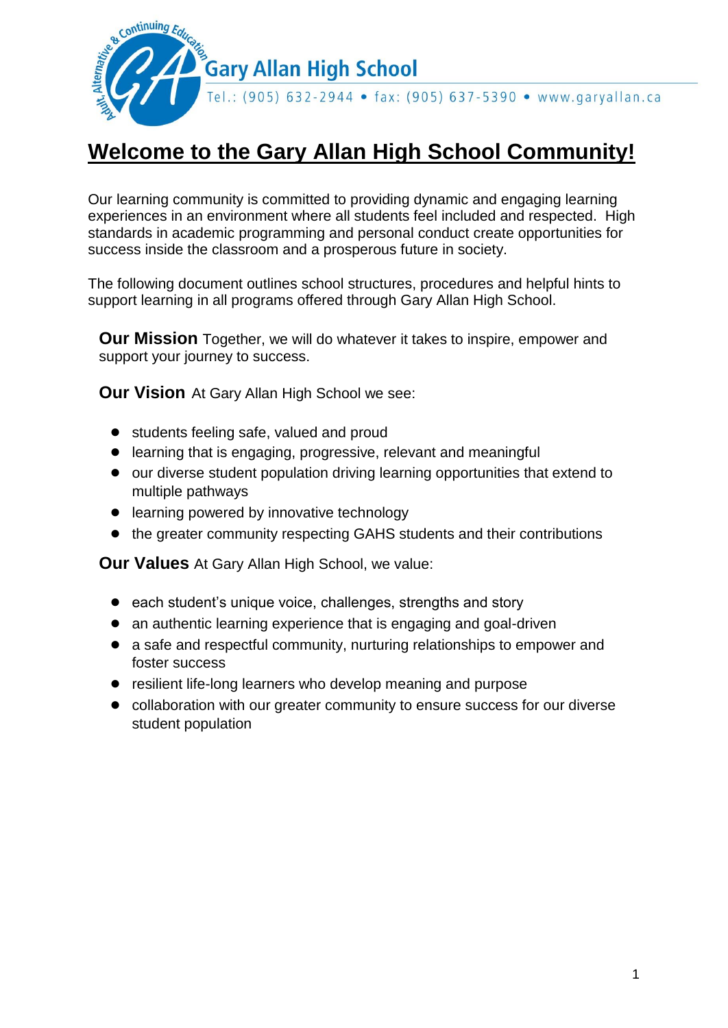Gary Allan High School

Tel.: (905) 632-2944 • fax: (905) 637-5390 • www.garyallan.ca

# Welcome to the Gary Allan High School Community!

Our learning community is committed to providing dynamic and engaging learning experiences in an environment where all students feel included and respected. High standards in academic programming and personal conduct create opportunities for success inside the classroom and a prosperous future in society.

The following document outlines school structures, procedures and helpful hints to support learning in all programs offered through Gary Allan High School.

**Our Mission** Together, we will do whatever it takes to inspire, empower and support your journey to success.

**Our Vision** At Gary Allan High School we see:

- students feeling safe, valued and proud
- learning that is engaging, progressive, relevant and meaningful
- our diverse student population driving learning opportunities that extend to multiple pathways
- learning powered by innovative technology
- the greater community respecting GAHS students and their contributions

**Our Values** At Gary Allan High School, we value:

- each student's unique voice, challenges, strengths and story
- an authentic learning experience that is engaging and goal-driven
- a safe and respectful community, nurturing relationships to empower and foster success
- resilient life-long learners who develop meaning and purpose
- collaboration with our greater community to ensure success for our diverse student population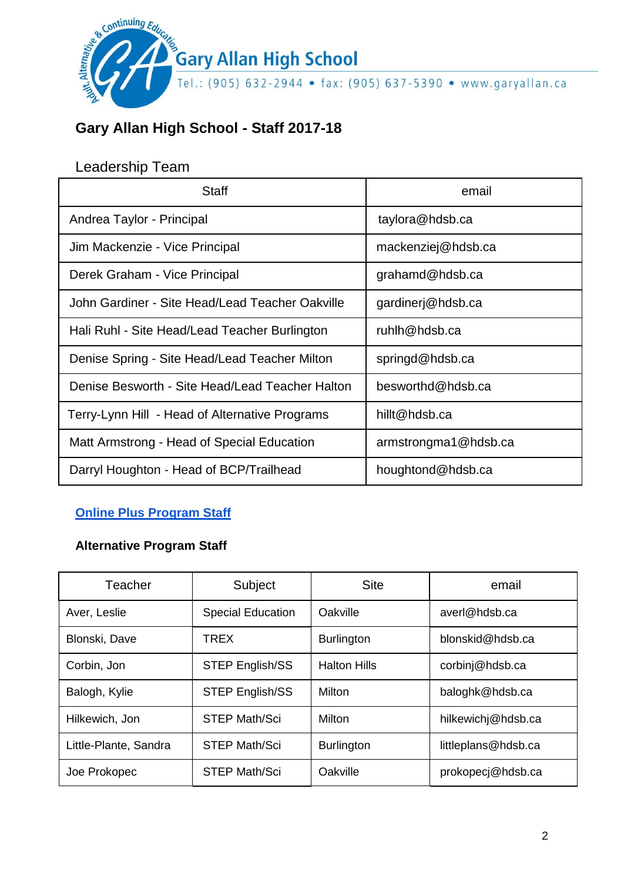Gary Allan High School

Tel.: (905) 632-2944 • fax: (905) 637-5390 • www.garyallan.ca

# Gary Allan High School - Staff 2017-18

## Leadership Team

| Staff | email |
|---|---|
| Andrea Taylor - Principal | taylora@hdsb.ca |
| Jim Mackenzie - Vice Principal | mackenziej@hdsb.ca |
| Derek Graham - Vice Principal | grahamd@hdsb.ca |
| John Gardiner - Site Head/Lead Teacher Oakville | gardinerj@hdsb.ca |
| Hali Ruhl - Site Head/Lead Teacher Burlington | ruhlh@hdsb.ca |
| Denise Spring - Site Head/Lead Teacher Milton | springd@hdsb.ca |
| Denise Besworth - Site Head/Lead Teacher Halton | besworthd@hdsb.ca |
| Terry-Lynn Hill - Head of Alternative Programs | hillt@hdsb.ca |
| Matt Armstrong - Head of Special Education | armstrongma1@hdsb.ca |
| Darryl Houghton - Head of BCP/Trailhead | houghtond@hdsb.ca |

**Online Plus Program Staff**

**Alternative Program Staff**

| Teacher | Subject | Site | email |
|---|---|---|---|
| Aver, Leslie | Special Education | Oakville | averl@hdsb.ca |
| Blonski, Dave | TREX | Burlington | blonskid@hdsb.ca |
| Corbin, Jon | STEP English/SS | Halton Hills | corbinj@hdsb.ca |
| Balogh, Kylie | STEP English/SS | Milton | baloghk@hdsb.ca |
| Hilkewich, Jon | STEP Math/Sci | Milton | hilkewichj@hdsb.ca |
| Little-Plante, Sandra | STEP Math/Sci | Burlington | littleplans@hdsb.ca |
| Joe Prokopec | STEP Math/Sci | Oakville | prokopecj@hdsb.ca |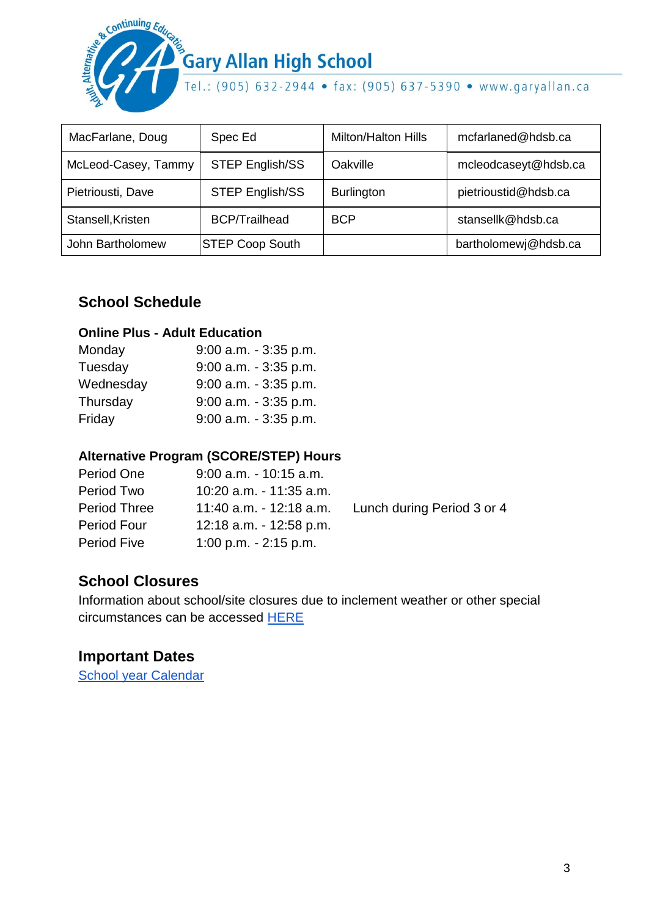| | | | |
|---|---|---|---|
| MacFarlane, Doug | Spec Ed | Milton/Halton Hills | mcfarlaned@hdsb.ca |
| McLeod-Casey, Tammy | STEP English/SS | Oakville | mcleodcaseyt@hdsb.ca |
| Pietriousti, Dave | STEP English/SS | Burlington | pietrioustid@hdsb.ca |
| Stansell,Kristen | BCP/Trailhead | BCP | stansellk@hdsb.ca |
| John Bartholomew | STEP Coop South | | bartholomewj@hdsb.ca |

## School Schedule

**Online Plus - Adult Education**

| | |
|---|---|
| Monday | 9:00 a.m. - 3:35 p.m. |
| Tuesday | 9:00 a.m. - 3:35 p.m. |
| Wednesday | 9:00 a.m. - 3:35 p.m. |
| Thursday | 9:00 a.m. - 3:35 p.m. |
| Friday | 9:00 a.m. - 3:35 p.m. |

**Alternative Program (SCORE/STEP) Hours**

| | | |
|---|---|---|
| Period One | 9:00 a.m. - 10:15 a.m. | |
| Period Two | 10:20 a.m. - 11:35 a.m. | |
| Period Three | 11:40 a.m. - 12:18 a.m. | Lunch during Period 3 or 4 |
| Period Four | 12:18 a.m. - 12:58 p.m. | |
| Period Five | 1:00 p.m. - 2:15 p.m. | |

## School Closures

Information about school/site closures due to inclement weather or other special circumstances can be accessed HERE

## Important Dates

School year Calendar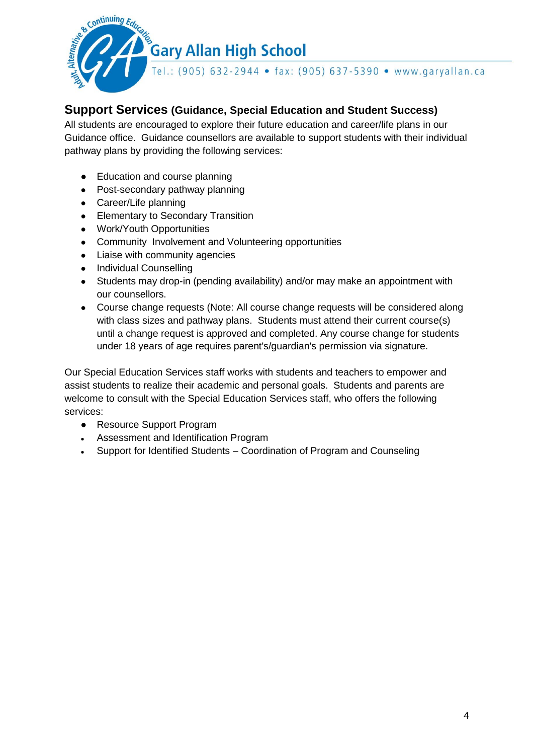## Support Services (Guidance, Special Education and Student Success)

All students are encouraged to explore their future education and career/life plans in our Guidance office. Guidance counsellors are available to support students with their individual pathway plans by providing the following services:

- Education and course planning
- Post-secondary pathway planning
- Career/Life planning
- Elementary to Secondary Transition
- Work/Youth Opportunities
- Community Involvement and Volunteering opportunities
- Liaise with community agencies
- Individual Counselling
- Students may drop-in (pending availability) and/or may make an appointment with our counsellors.
- Course change requests (Note: All course change requests will be considered along with class sizes and pathway plans. Students must attend their current course(s) until a change request is approved and completed. Any course change for students under 18 years of age requires parent's/guardian's permission via signature.

Our Special Education Services staff works with students and teachers to empower and assist students to realize their academic and personal goals. Students and parents are welcome to consult with the Special Education Services staff, who offers the following services:

- Resource Support Program
- Assessment and Identification Program
- Support for Identified Students – Coordination of Program and Counseling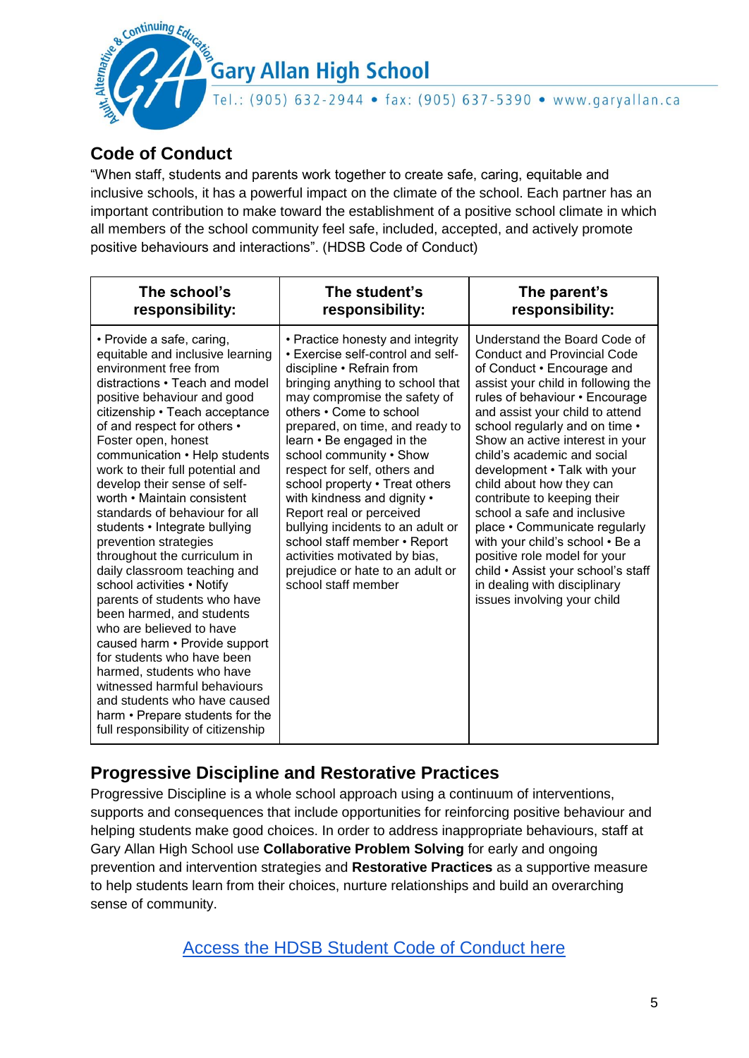Gary Allan High School

Tel.: (905) 632-2944 • fax: (905) 637-5390 • www.garyallan.ca

## Code of Conduct

"When staff, students and parents work together to create safe, caring, equitable and inclusive schools, it has a powerful impact on the climate of the school. Each partner has an important contribution to make toward the establishment of a positive school climate in which all members of the school community feel safe, included, accepted, and actively promote positive behaviours and interactions". (HDSB Code of Conduct)

| The school's responsibility: | The student's responsibility: | The parent's responsibility: |
|---|---|---|
| • Provide a safe, caring, equitable and inclusive learning environment free from distractions • Teach and model positive behaviour and good citizenship • Teach acceptance of and respect for others • Foster open, honest communication • Help students work to their full potential and develop their sense of self-worth • Maintain consistent standards of behaviour for all students • Integrate bullying prevention strategies throughout the curriculum in daily classroom teaching and school activities • Notify parents of students who have been harmed, and students who are believed to have caused harm • Provide support for students who have been harmed, students who have witnessed harmful behaviours and students who have caused harm • Prepare students for the full responsibility of citizenship | • Practice honesty and integrity • Exercise self-control and self-discipline • Refrain from bringing anything to school that may compromise the safety of others • Come to school prepared, on time, and ready to learn • Be engaged in the school community • Show respect for self, others and school property • Treat others with kindness and dignity • Report real or perceived bullying incidents to an adult or school staff member • Report activities motivated by bias, prejudice or hate to an adult or school staff member | Understand the Board Code of Conduct and Provincial Code of Conduct • Encourage and assist your child in following the rules of behaviour • Encourage and assist your child to attend school regularly and on time • Show an active interest in your child's academic and social development • Talk with your child about how they can contribute to keeping their school a safe and inclusive place • Communicate regularly with your child's school • Be a positive role model for your child • Assist your school's staff in dealing with disciplinary issues involving your child |

## Progressive Discipline and Restorative Practices

Progressive Discipline is a whole school approach using a continuum of interventions, supports and consequences that include opportunities for reinforcing positive behaviour and helping students make good choices. In order to address inappropriate behaviours, staff at Gary Allan High School use **Collaborative Problem Solving** for early and ongoing prevention and intervention strategies and **Restorative Practices** as a supportive measure to help students learn from their choices, nurture relationships and build an overarching sense of community.

Access the HDSB Student Code of Conduct here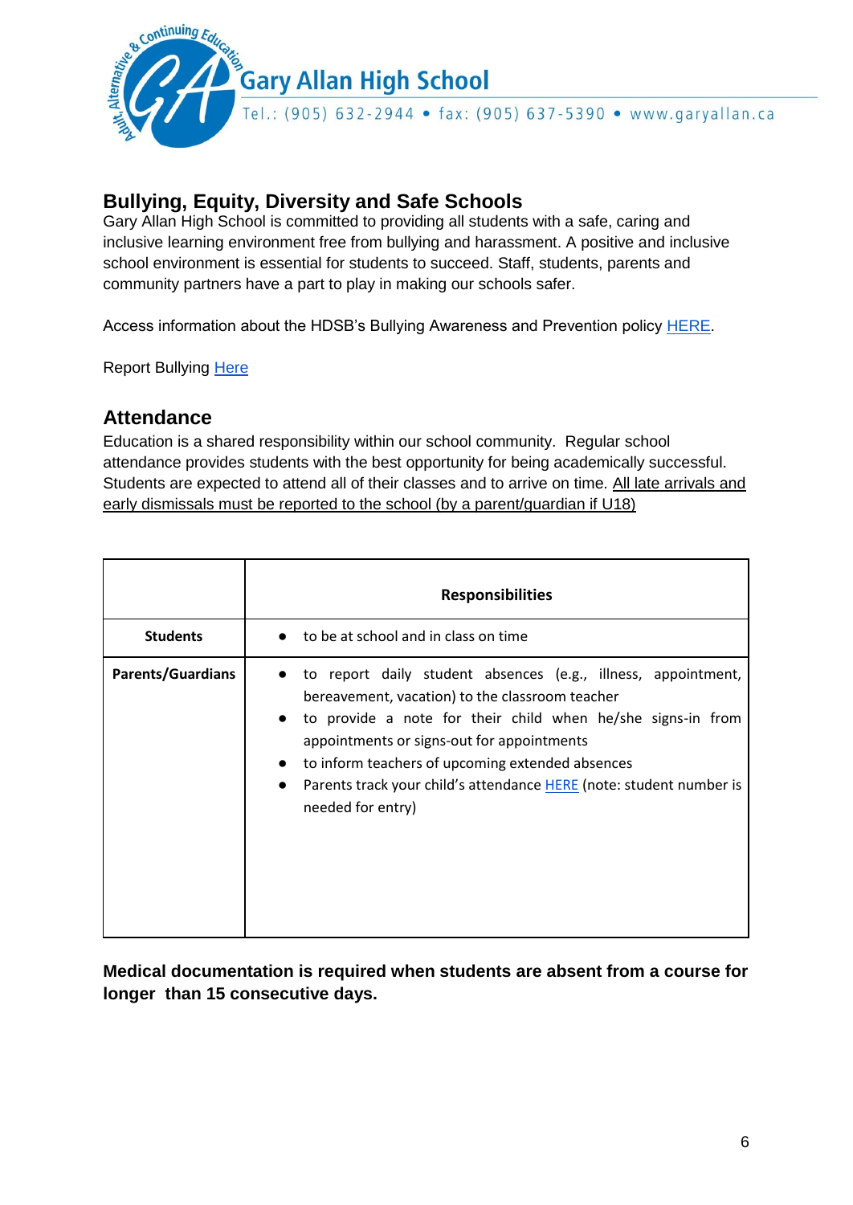## Bullying, Equity, Diversity and Safe Schools

Gary Allan High School is committed to providing all students with a safe, caring and inclusive learning environment free from bullying and harassment. A positive and inclusive school environment is essential for students to succeed. Staff, students, parents and community partners have a part to play in making our schools safer.

Access information about the HDSB's Bullying Awareness and Prevention policy HERE.

Report Bullying Here

## Attendance

Education is a shared responsibility within our school community. Regular school attendance provides students with the best opportunity for being academically successful. Students are expected to attend all of their classes and to arrive on time. All late arrivals and early dismissals must be reported to the school (by a parent/guardian if U18)

| | **Responsibilities** |
|---|---|
| **Students** | • to be at school and in class on time |
| **Parents/Guardians** | • to report daily student absences (e.g., illness, appointment, bereavement, vacation) to the classroom teacher<br>• to provide a note for their child when he/she signs-in from appointments or signs-out for appointments<br>• to inform teachers of upcoming extended absences<br>• Parents track your child's attendance HERE (note: student number is needed for entry) |

**Medical documentation is required when students are absent from a course for longer than 15 consecutive days.**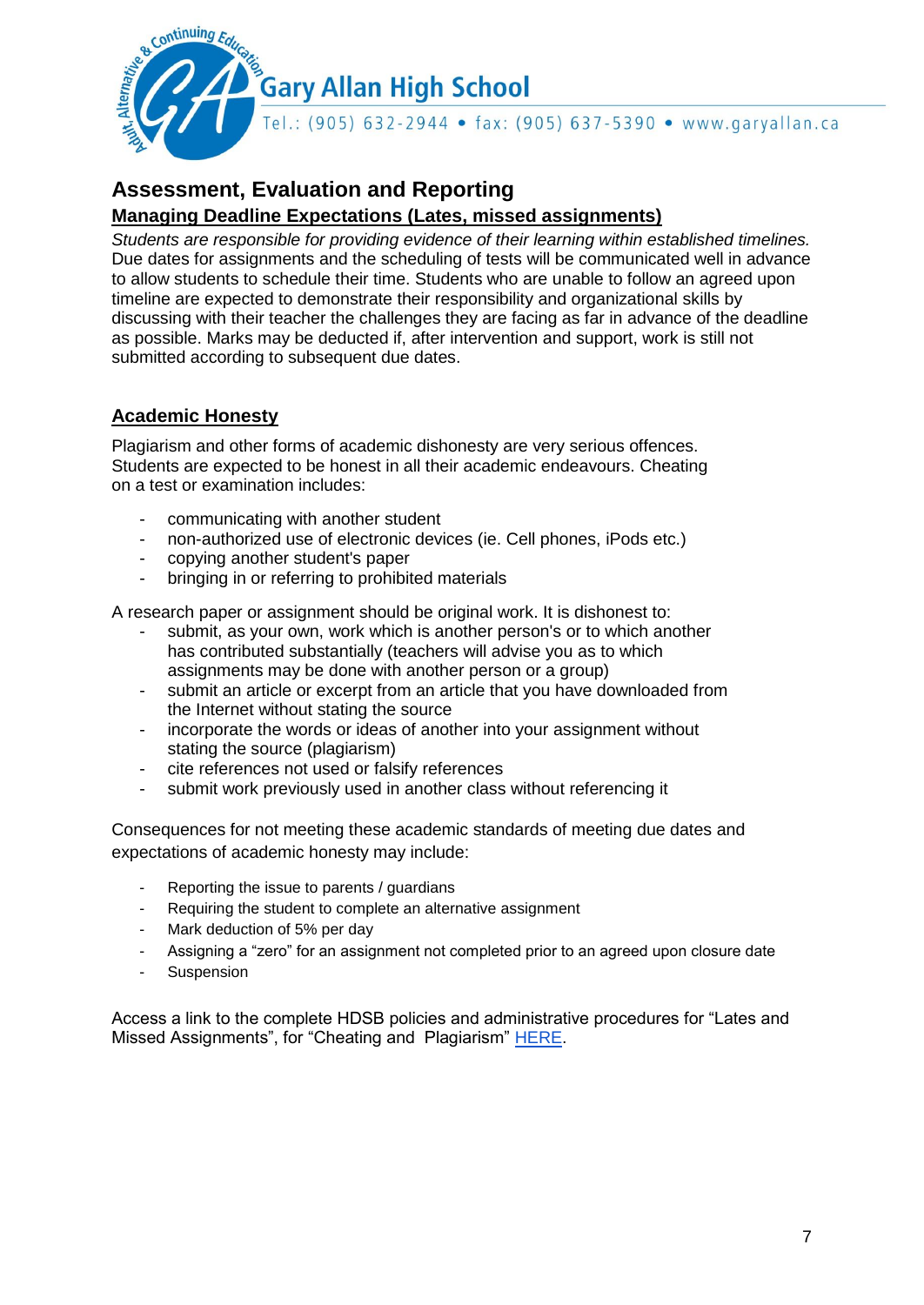Gary Allan High School

Tel.: (905) 632-2944 • fax: (905) 637-5390 • www.garyallan.ca

## Assessment, Evaluation and Reporting

### Managing Deadline Expectations (Lates, missed assignments)

*Students are responsible for providing evidence of their learning within established timelines.* Due dates for assignments and the scheduling of tests will be communicated well in advance to allow students to schedule their time. Students who are unable to follow an agreed upon timeline are expected to demonstrate their responsibility and organizational skills by discussing with their teacher the challenges they are facing as far in advance of the deadline as possible. Marks may be deducted if, after intervention and support, work is still not submitted according to subsequent due dates.

### Academic Honesty

Plagiarism and other forms of academic dishonesty are very serious offences. Students are expected to be honest in all their academic endeavours. Cheating on a test or examination includes:

- communicating with another student
- non-authorized use of electronic devices (ie. Cell phones, iPods etc.)
- copying another student's paper
- bringing in or referring to prohibited materials

A research paper or assignment should be original work. It is dishonest to:

- submit, as your own, work which is another person's or to which another has contributed substantially (teachers will advise you as to which assignments may be done with another person or a group)
- submit an article or excerpt from an article that you have downloaded from the Internet without stating the source
- incorporate the words or ideas of another into your assignment without stating the source (plagiarism)
- cite references not used or falsify references
- submit work previously used in another class without referencing it

Consequences for not meeting these academic standards of meeting due dates and expectations of academic honesty may include:

- Reporting the issue to parents / guardians
- Requiring the student to complete an alternative assignment
- Mark deduction of 5% per day
- Assigning a "zero" for an assignment not completed prior to an agreed upon closure date
- Suspension

Access a link to the complete HDSB policies and administrative procedures for "Lates and Missed Assignments", for "Cheating and Plagiarism" HERE.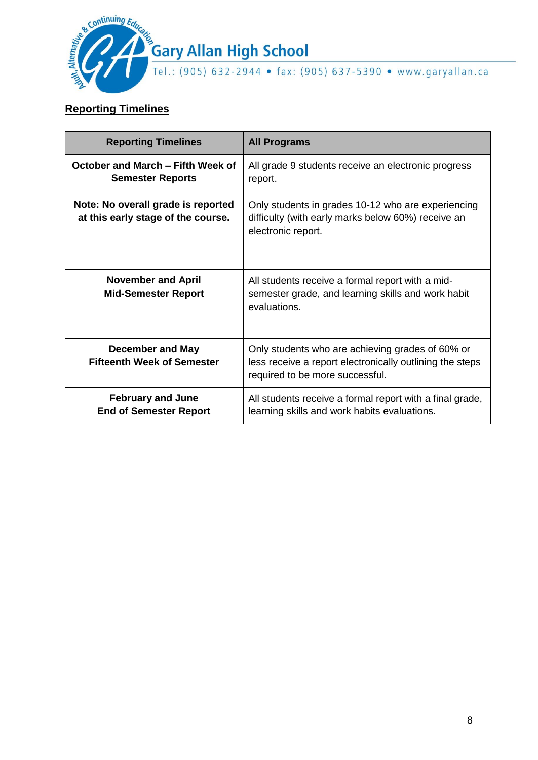**Reporting Timelines**

| Reporting Timelines | All Programs |
|---|---|
| **October and March – Fifth Week of Semester Reports**<br><br>**Note: No overall grade is reported at this early stage of the course.** | All grade 9 students receive an electronic progress report.<br><br>Only students in grades 10-12 who are experiencing difficulty (with early marks below 60%) receive an electronic report. |
| **November and April Mid-Semester Report** | All students receive a formal report with a mid-semester grade, and learning skills and work habit evaluations. |
| **December and May Fifteenth Week of Semester** | Only students who are achieving grades of 60% or less receive a report electronically outlining the steps required to be more successful. |
| **February and June End of Semester Report** | All students receive a formal report with a final grade, learning skills and work habits evaluations. |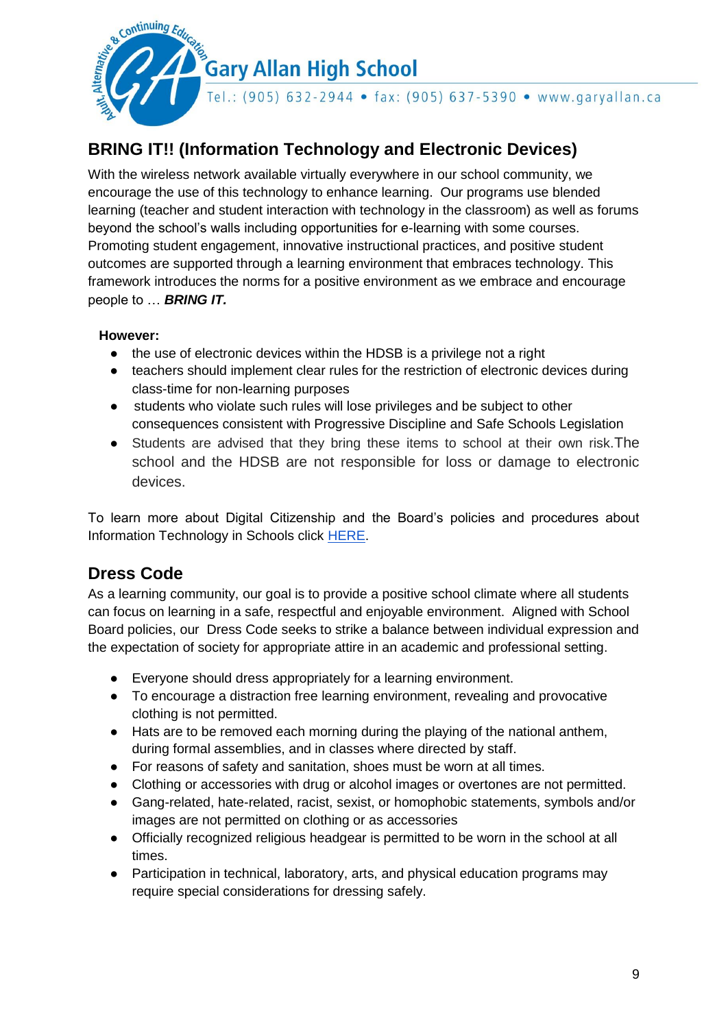## BRING IT!! (Information Technology and Electronic Devices)

With the wireless network available virtually everywhere in our school community, we encourage the use of this technology to enhance learning. Our programs use blended learning (teacher and student interaction with technology in the classroom) as well as forums beyond the school's walls including opportunities for e-learning with some courses. Promoting student engagement, innovative instructional practices, and positive student outcomes are supported through a learning environment that embraces technology. This framework introduces the norms for a positive environment as we embrace and encourage people to … ***BRING IT.***

**However:**

- the use of electronic devices within the HDSB is a privilege not a right
- teachers should implement clear rules for the restriction of electronic devices during class-time for non-learning purposes
- students who violate such rules will lose privileges and be subject to other consequences consistent with Progressive Discipline and Safe Schools Legislation
- Students are advised that they bring these items to school at their own risk.The school and the HDSB are not responsible for loss or damage to electronic devices.

To learn more about Digital Citizenship and the Board's policies and procedures about Information Technology in Schools click HERE.

## Dress Code

As a learning community, our goal is to provide a positive school climate where all students can focus on learning in a safe, respectful and enjoyable environment. Aligned with School Board policies, our Dress Code seeks to strike a balance between individual expression and the expectation of society for appropriate attire in an academic and professional setting.

- Everyone should dress appropriately for a learning environment.
- To encourage a distraction free learning environment, revealing and provocative clothing is not permitted.
- Hats are to be removed each morning during the playing of the national anthem, during formal assemblies, and in classes where directed by staff.
- For reasons of safety and sanitation, shoes must be worn at all times.
- Clothing or accessories with drug or alcohol images or overtones are not permitted.
- Gang-related, hate-related, racist, sexist, or homophobic statements, symbols and/or images are not permitted on clothing or as accessories
- Officially recognized religious headgear is permitted to be worn in the school at all times.
- Participation in technical, laboratory, arts, and physical education programs may require special considerations for dressing safely.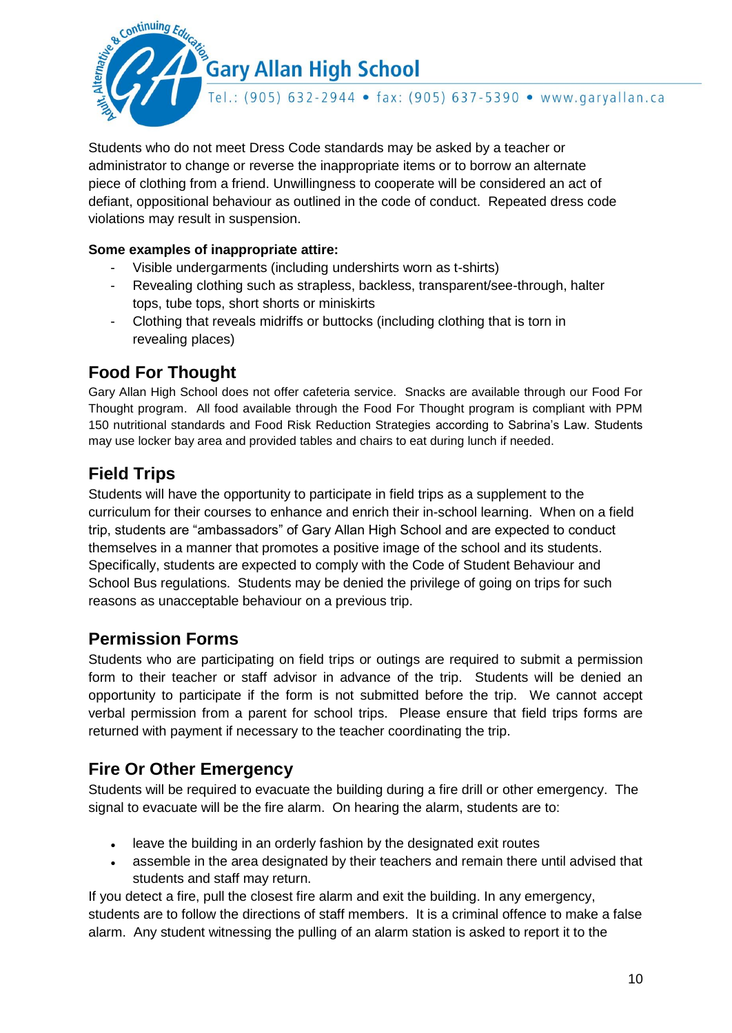Students who do not meet Dress Code standards may be asked by a teacher or administrator to change or reverse the inappropriate items or to borrow an alternate piece of clothing from a friend. Unwillingness to cooperate will be considered an act of defiant, oppositional behaviour as outlined in the code of conduct. Repeated dress code violations may result in suspension.

**Some examples of inappropriate attire:**

- Visible undergarments (including undershirts worn as t-shirts)
- Revealing clothing such as strapless, backless, transparent/see-through, halter tops, tube tops, short shorts or miniskirts
- Clothing that reveals midriffs or buttocks (including clothing that is torn in revealing places)

## Food For Thought

Gary Allan High School does not offer cafeteria service. Snacks are available through our Food For Thought program. All food available through the Food For Thought program is compliant with PPM 150 nutritional standards and Food Risk Reduction Strategies according to Sabrina's Law. Students may use locker bay area and provided tables and chairs to eat during lunch if needed.

## Field Trips

Students will have the opportunity to participate in field trips as a supplement to the curriculum for their courses to enhance and enrich their in-school learning. When on a field trip, students are "ambassadors" of Gary Allan High School and are expected to conduct themselves in a manner that promotes a positive image of the school and its students. Specifically, students are expected to comply with the Code of Student Behaviour and School Bus regulations. Students may be denied the privilege of going on trips for such reasons as unacceptable behaviour on a previous trip.

## Permission Forms

Students who are participating on field trips or outings are required to submit a permission form to their teacher or staff advisor in advance of the trip. Students will be denied an opportunity to participate if the form is not submitted before the trip. We cannot accept verbal permission from a parent for school trips. Please ensure that field trips forms are returned with payment if necessary to the teacher coordinating the trip.

## Fire Or Other Emergency

Students will be required to evacuate the building during a fire drill or other emergency. The signal to evacuate will be the fire alarm. On hearing the alarm, students are to:

- leave the building in an orderly fashion by the designated exit routes
- assemble in the area designated by their teachers and remain there until advised that students and staff may return.

If you detect a fire, pull the closest fire alarm and exit the building. In any emergency, students are to follow the directions of staff members. It is a criminal offence to make a false alarm. Any student witnessing the pulling of an alarm station is asked to report it to the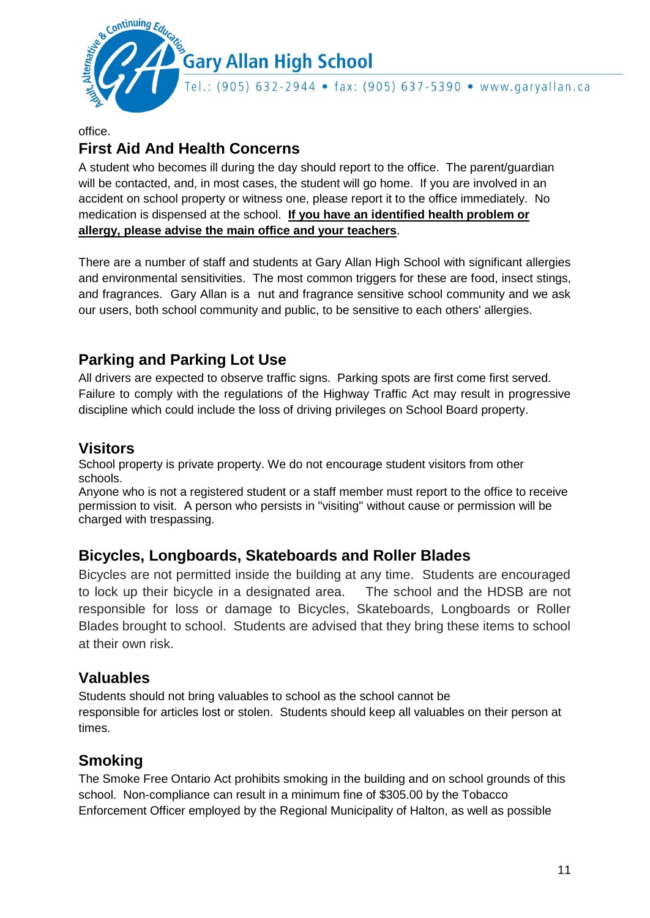office.

## First Aid And Health Concerns

A student who becomes ill during the day should report to the office. The parent/guardian will be contacted, and, in most cases, the student will go home. If you are involved in an accident on school property or witness one, please report it to the office immediately. No medication is dispensed at the school. **<u>If you have an identified health problem or allergy, please advise the main office and your teachers</u>**.

There are a number of staff and students at Gary Allan High School with significant allergies and environmental sensitivities. The most common triggers for these are food, insect stings, and fragrances. Gary Allan is a nut and fragrance sensitive school community and we ask our users, both school community and public, to be sensitive to each others' allergies.

## Parking and Parking Lot Use

All drivers are expected to observe traffic signs. Parking spots are first come first served. Failure to comply with the regulations of the Highway Traffic Act may result in progressive discipline which could include the loss of driving privileges on School Board property.

## Visitors

School property is private property. We do not encourage student visitors from other schools.
Anyone who is not a registered student or a staff member must report to the office to receive permission to visit. A person who persists in "visiting" without cause or permission will be charged with trespassing.

## Bicycles, Longboards, Skateboards and Roller Blades

Bicycles are not permitted inside the building at any time. Students are encouraged to lock up their bicycle in a designated area. The school and the HDSB are not responsible for loss or damage to Bicycles, Skateboards, Longboards or Roller Blades brought to school. Students are advised that they bring these items to school at their own risk.

## Valuables

Students should not bring valuables to school as the school cannot be responsible for articles lost or stolen. Students should keep all valuables on their person at times.

## Smoking

The Smoke Free Ontario Act prohibits smoking in the building and on school grounds of this school. Non-compliance can result in a minimum fine of $305.00 by the Tobacco Enforcement Officer employed by the Regional Municipality of Halton, as well as possible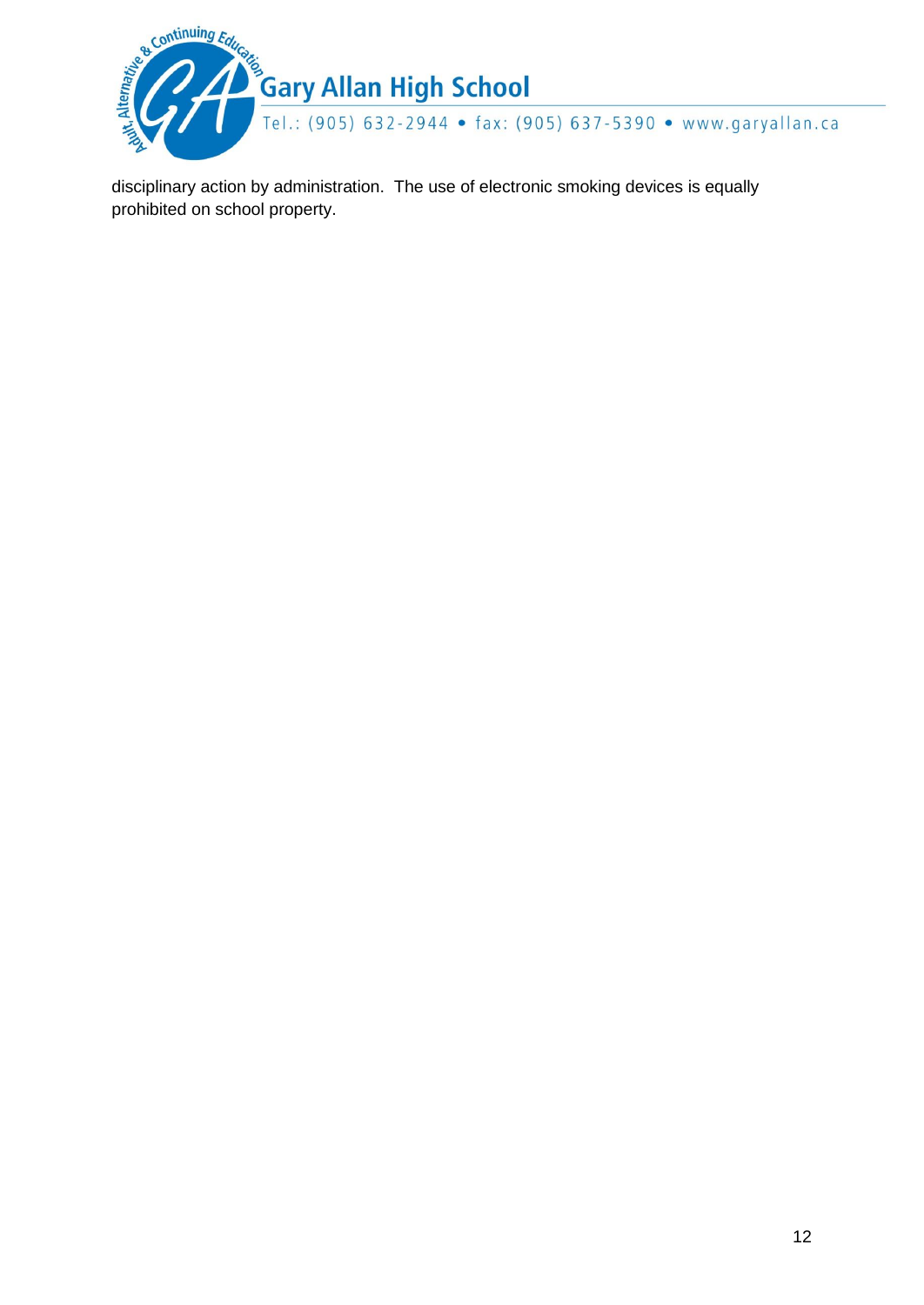disciplinary action by administration. The use of electronic smoking devices is equally prohibited on school property.